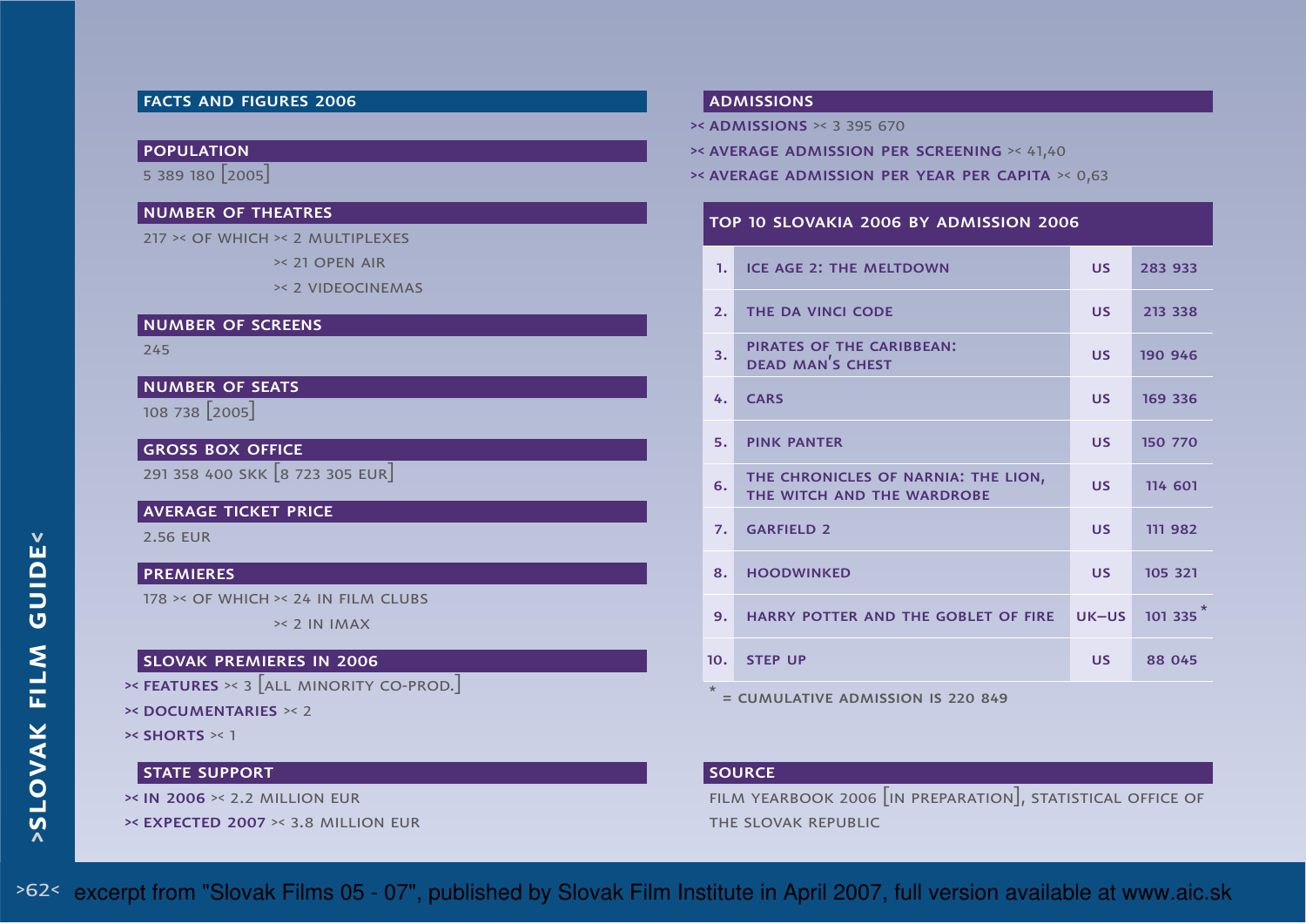## FACTS AND FIGURES 2006

### POPULATION

5 389 180 [2005]

### NUMBER OF THEATRES

217 >< OF WHICH >< 2 MULTIPLEXES
>< 21 OPEN AIR
>< 2 VIDEOCINEMAS

### NUMBER OF SCREENS

245

### NUMBER OF SEATS

108 738 [2005]

### GROSS BOX OFFICE

291 358 400 SKK [8 723 305 EUR]

### AVERAGE TICKET PRICE

2.56 EUR

### PREMIERES

178 >< OF WHICH >< 24 IN FILM CLUBS
>< 2 IN IMAX

### SLOVAK PREMIERES IN 2006

>< **FEATURES** >< 3 [ALL MINORITY CO-PROD.]
>< **DOCUMENTARIES** >< 2
>< **SHORTS** >< 1

### STATE SUPPORT

>< **IN 2006** >< 2.2 MILLION EUR
>< **EXPECTED 2007** >< 3.8 MILLION EUR

## ADMISSIONS

>< **ADMISSIONS** >< 3 395 670
>< **AVERAGE ADMISSION PER SCREENING** >< 41,40
>< **AVERAGE ADMISSION PER YEAR PER CAPITA** >< 0,63

### TOP 10 SLOVAKIA 2006 BY ADMISSION 2006

| | | | |
|---|---|---|---|
| 1. | ICE AGE 2: THE MELTDOWN | US | 283 933 |
| 2. | THE DA VINCI CODE | US | 213 338 |
| 3. | PIRATES OF THE CARIBBEAN: DEAD MAN'S CHEST | US | 190 946 |
| 4. | CARS | US | 169 336 |
| 5. | PINK PANTER | US | 150 770 |
| 6. | THE CHRONICLES OF NARNIA: THE LION, THE WITCH AND THE WARDROBE | US | 114 601 |
| 7. | GARFIELD 2 | US | 111 982 |
| 8. | HOODWINKED | US | 105 321 |
| 9. | HARRY POTTER AND THE GOBLET OF FIRE | UK–US | 101 335 * |
| 10. | STEP UP | US | 88 045 |

* = CUMULATIVE ADMISSION IS 220 849

### SOURCE

FILM YEARBOOK 2006 [IN PREPARATION], STATISTICAL OFFICE OF THE SLOVAK REPUBLIC

excerpt from "Slovak Films 05 - 07", published by Slovak Film Institute in April 2007, full version available at www.aic.sk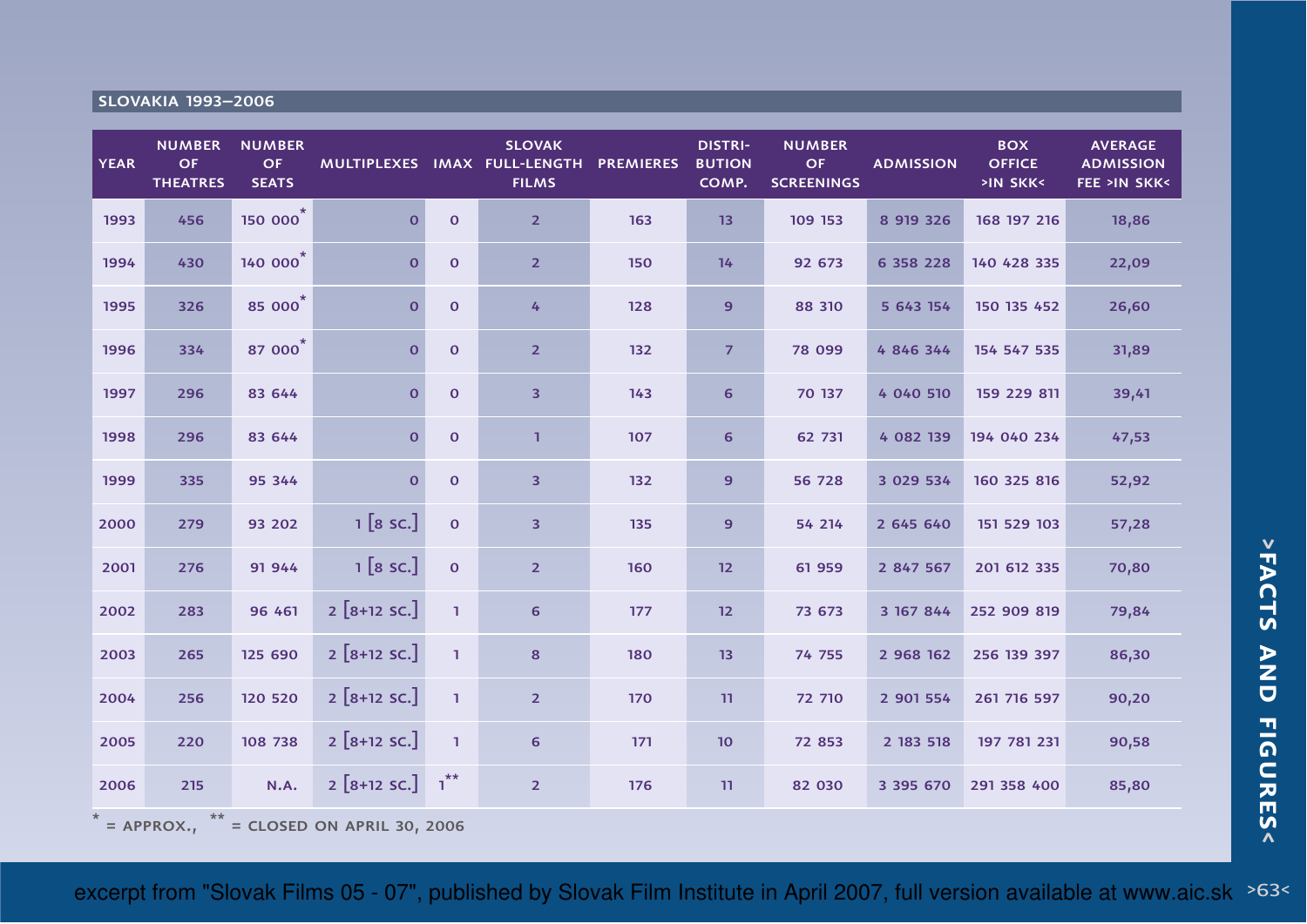## SLOVAKIA 1993–2006

| YEAR | NUMBER OF THEATRES | NUMBER OF SEATS | MULTIPLEXES | IMAX | SLOVAK FULL-LENGTH FILMS | PREMIERES | DISTRIBUTION COMP. | NUMBER OF SCREENINGS | ADMISSION | BOX OFFICE >IN SKK< | AVERAGE ADMISSION FEE >IN SKK< |
|---|---|---|---|---|---|---|---|---|---|---|---|
| 1993 | 456 | 150 000* | 0 | 0 | 2 | 163 | 13 | 109 153 | 8 919 326 | 168 197 216 | 18,86 |
| 1994 | 430 | 140 000* | 0 | 0 | 2 | 150 | 14 | 92 673 | 6 358 228 | 140 428 335 | 22,09 |
| 1995 | 326 | 85 000* | 0 | 0 | 4 | 128 | 9 | 88 310 | 5 643 154 | 150 135 452 | 26,60 |
| 1996 | 334 | 87 000* | 0 | 0 | 2 | 132 | 7 | 78 099 | 4 846 344 | 154 547 535 | 31,89 |
| 1997 | 296 | 83 644 | 0 | 0 | 3 | 143 | 6 | 70 137 | 4 040 510 | 159 229 811 | 39,41 |
| 1998 | 296 | 83 644 | 0 | 0 | 1 | 107 | 6 | 62 731 | 4 082 139 | 194 040 234 | 47,53 |
| 1999 | 335 | 95 344 | 0 | 0 | 3 | 132 | 9 | 56 728 | 3 029 534 | 160 325 816 | 52,92 |
| 2000 | 279 | 93 202 | 1 [8 sc.] | 0 | 3 | 135 | 9 | 54 214 | 2 645 640 | 151 529 103 | 57,28 |
| 2001 | 276 | 91 944 | 1 [8 sc.] | 0 | 2 | 160 | 12 | 61 959 | 2 847 567 | 201 612 335 | 70,80 |
| 2002 | 283 | 96 461 | 2 [8+12 sc.] | 1 | 6 | 177 | 12 | 73 673 | 3 167 844 | 252 909 819 | 79,84 |
| 2003 | 265 | 125 690 | 2 [8+12 sc.] | 1 | 8 | 180 | 13 | 74 755 | 2 968 162 | 256 139 397 | 86,30 |
| 2004 | 256 | 120 520 | 2 [8+12 sc.] | 1 | 2 | 170 | 11 | 72 710 | 2 901 554 | 261 716 597 | 90,20 |
| 2005 | 220 | 108 738 | 2 [8+12 sc.] | 1 | 6 | 171 | 10 | 72 853 | 2 183 518 | 197 781 231 | 90,58 |
| 2006 | 215 | N.A. | 2 [8+12 sc.] | 1** | 2 | 176 | 11 | 82 030 | 3 395 670 | 291 358 400 | 85,80 |

* = APPROX., ** = CLOSED ON APRIL 30, 2006

excerpt from "Slovak Films 05 - 07", published by Slovak Film Institute in April 2007, full version available at www.aic.sk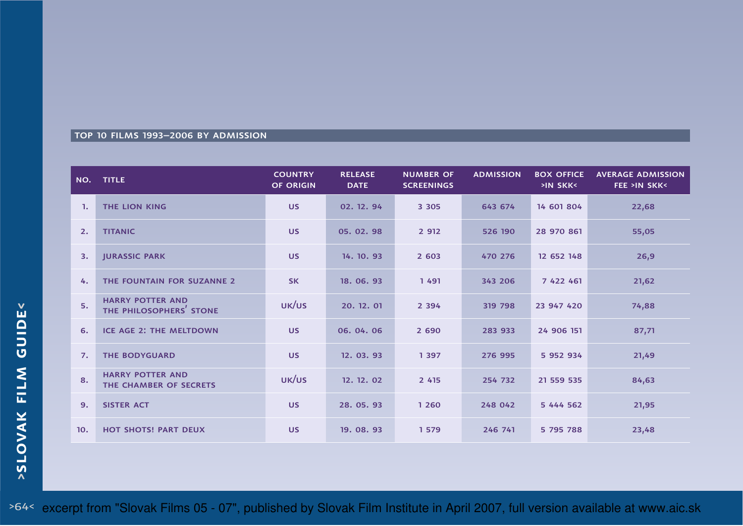## TOP 10 FILMS 1993–2006 BY ADMISSION

| NO. | TITLE | COUNTRY OF ORIGIN | RELEASE DATE | NUMBER OF SCREENINGS | ADMISSION | BOX OFFICE >IN SKK< | AVERAGE ADMISSION FEE >IN SKK< |
|---|---|---|---|---|---|---|---|
| 1. | THE LION KING | US | 02. 12. 94 | 3 305 | 643 674 | 14 601 804 | 22,68 |
| 2. | TITANIC | US | 05. 02. 98 | 2 912 | 526 190 | 28 970 861 | 55,05 |
| 3. | JURASSIC PARK | US | 14. 10. 93 | 2 603 | 470 276 | 12 652 148 | 26,9 |
| 4. | THE FOUNTAIN FOR SUZANNE 2 | SK | 18. 06. 93 | 1 491 | 343 206 | 7 422 461 | 21,62 |
| 5. | HARRY POTTER AND THE PHILOSOPHERS' STONE | UK/US | 20. 12. 01 | 2 394 | 319 798 | 23 947 420 | 74,88 |
| 6. | ICE AGE 2: THE MELTDOWN | US | 06. 04. 06 | 2 690 | 283 933 | 24 906 151 | 87,71 |
| 7. | THE BODYGUARD | US | 12. 03. 93 | 1 397 | 276 995 | 5 952 934 | 21,49 |
| 8. | HARRY POTTER AND THE CHAMBER OF SECRETS | UK/US | 12. 12. 02 | 2 415 | 254 732 | 21 559 535 | 84,63 |
| 9. | SISTER ACT | US | 28. 05. 93 | 1 260 | 248 042 | 5 444 562 | 21,95 |
| 10. | HOT SHOTS! PART DEUX | US | 19. 08. 93 | 1 579 | 246 741 | 5 795 788 | 23,48 |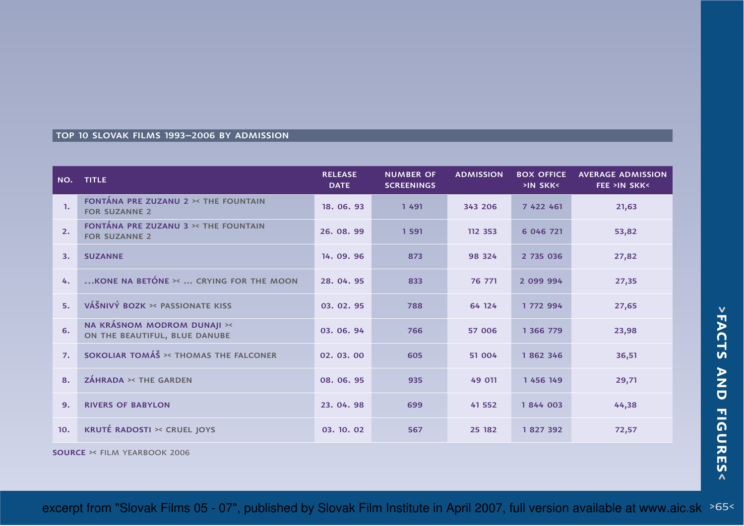## TOP 10 SLOVAK FILMS 1993–2006 BY ADMISSION

| NO. | TITLE | RELEASE DATE | NUMBER OF SCREENINGS | ADMISSION | BOX OFFICE >IN SKK< | AVERAGE ADMISSION FEE >IN SKK< |
|---|---|---|---|---|---|---|
| 1. | FONTÁNA PRE ZUZANU 2 >< THE FOUNTAIN FOR SUZANNE 2 | 18. 06. 93 | 1 491 | 343 206 | 7 422 461 | 21,63 |
| 2. | FONTÁNA PRE ZUZANU 3 >< THE FOUNTAIN FOR SUZANNE 2 | 26. 08. 99 | 1 591 | 112 353 | 6 046 721 | 53,82 |
| 3. | SUZANNE | 14. 09. 96 | 873 | 98 324 | 2 735 036 | 27,82 |
| 4. | ...KONE NA BETÓNE >< ... CRYING FOR THE MOON | 28. 04. 95 | 833 | 76 771 | 2 099 994 | 27,35 |
| 5. | VÁŠNIVÝ BOZK >< PASSIONATE KISS | 03. 02. 95 | 788 | 64 124 | 1 772 994 | 27,65 |
| 6. | NA KRÁSNOM MODROM DUNAJI >< ON THE BEAUTIFUL, BLUE DANUBE | 03. 06. 94 | 766 | 57 006 | 1 366 779 | 23,98 |
| 7. | SOKOLIAR TOMÁŠ >< THOMAS THE FALCONER | 02. 03. 00 | 605 | 51 004 | 1 862 346 | 36,51 |
| 8. | ZÁHRADA >< THE GARDEN | 08. 06. 95 | 935 | 49 011 | 1 456 149 | 29,71 |
| 9. | RIVERS OF BABYLON | 23. 04. 98 | 699 | 41 552 | 1 844 003 | 44,38 |
| 10. | KRUTÉ RADOSTI >< CRUEL JOYS | 03. 10. 02 | 567 | 25 182 | 1 827 392 | 72,57 |

**SOURCE** >< FILM YEARBOOK 2006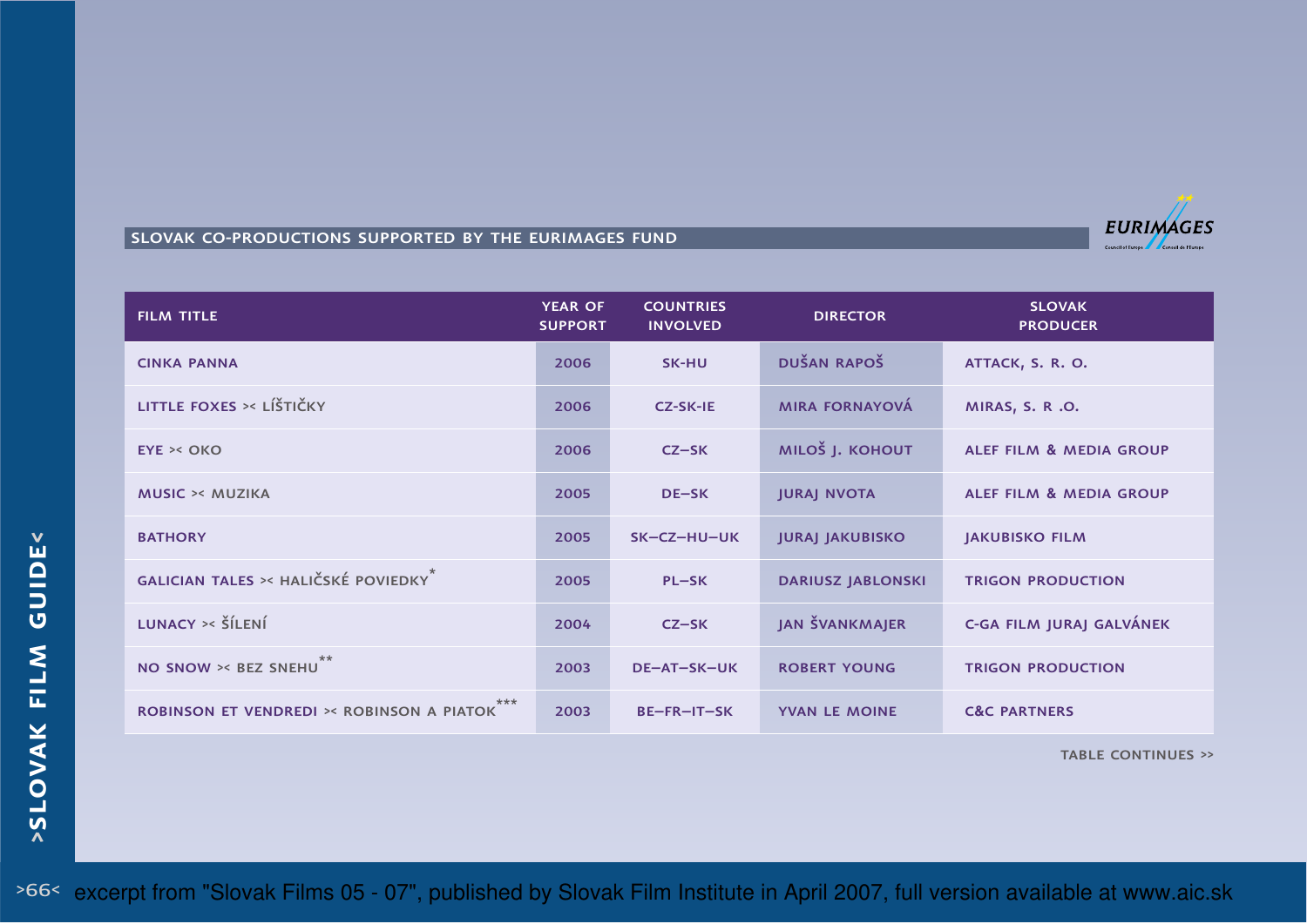## SLOVAK CO-PRODUCTIONS SUPPORTED BY THE EURIMAGES FUND

| FILM TITLE | YEAR OF SUPPORT | COUNTRIES INVOLVED | DIRECTOR | SLOVAK PRODUCER |
|---|---|---|---|---|
| CINKA PANNA | 2006 | SK-HU | DUŠAN RAPOŠ | ATTACK, S. R. O. |
| LITTLE FOXES >< LÍŠTIČKY | 2006 | CZ-SK-IE | MIRA FORNAYOVÁ | MIRAS, S. R .O. |
| EYE >< OKO | 2006 | CZ–SK | MILOŠ J. KOHOUT | ALEF FILM & MEDIA GROUP |
| MUSIC >< MUZIKA | 2005 | DE–SK | JURAJ NVOTA | ALEF FILM & MEDIA GROUP |
| BATHORY | 2005 | SK–CZ–HU–UK | JURAJ JAKUBISKO | JAKUBISKO FILM |
| GALICIAN TALES >< HALIČSKÉ POVIEDKY* | 2005 | PL–SK | DARIUSZ JABLONSKI | TRIGON PRODUCTION |
| LUNACY >< ŠÍLENÍ | 2004 | CZ–SK | JAN ŠVANKMAJER | C-GA FILM JURAJ GALVÁNEK |
| NO SNOW >< BEZ SNEHU** | 2003 | DE–AT–SK–UK | ROBERT YOUNG | TRIGON PRODUCTION |
| ROBINSON ET VENDREDI >< ROBINSON A PIATOK*** | 2003 | BE–FR–IT–SK | YVAN LE MOINE | C&C PARTNERS |

TABLE CONTINUES >>

excerpt from "Slovak Films 05 - 07", published by Slovak Film Institute in April 2007, full version available at www.aic.sk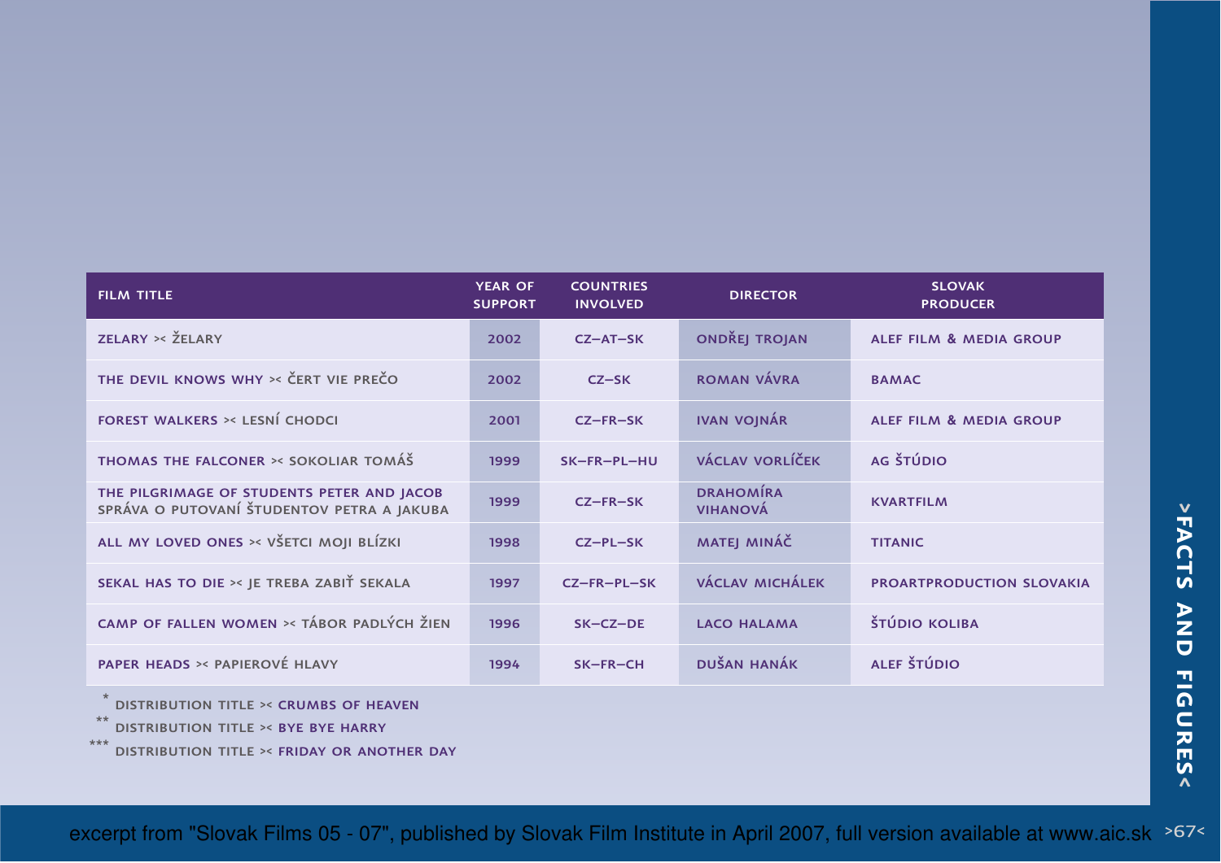| FILM TITLE | YEAR OF SUPPORT | COUNTRIES INVOLVED | DIRECTOR | SLOVAK PRODUCER |
|---|---|---|---|---|
| ZELARY >< ŽELARY | 2002 | CZ–AT–SK | ONDŘEJ TROJAN | ALEF FILM & MEDIA GROUP |
| THE DEVIL KNOWS WHY >< ČERT VIE PREČO | 2002 | CZ–SK | ROMAN VÁVRA | BAMAC |
| FOREST WALKERS >< LESNÍ CHODCI | 2001 | CZ–FR–SK | IVAN VOJNÁR | ALEF FILM & MEDIA GROUP |
| THOMAS THE FALCONER >< SOKOLIAR TOMÁŠ | 1999 | SK–FR–PL–HU | VÁCLAV VORLÍČEK | AG ŠTÚDIO |
| THE PILGRIMAGE OF STUDENTS PETER AND JACOB SPRÁVA O PUTOVANÍ ŠTUDENTOV PETRA A JAKUBA | 1999 | CZ–FR–SK | DRAHOMÍRA VIHANOVÁ | KVARTFILM |
| ALL MY LOVED ONES >< VŠETCI MOJI BLÍZKI | 1998 | CZ–PL–SK | MATEJ MINÁČ | TITANIC |
| SEKAL HAS TO DIE >< JE TREBA ZABIŤ SEKALA | 1997 | CZ–FR–PL–SK | VÁCLAV MICHÁLEK | PROARTPRODUCTION SLOVAKIA |
| CAMP OF FALLEN WOMEN >< TÁBOR PADLÝCH ŽIEN | 1996 | SK–CZ–DE | LACO HALAMA | ŠTÚDIO KOLIBA |
| PAPER HEADS >< PAPIEROVÉ HLAVY | 1994 | SK–FR–CH | DUŠAN HANÁK | ALEF ŠTÚDIO |

* DISTRIBUTION TITLE >< CRUMBS OF HEAVEN

** DISTRIBUTION TITLE >< BYE BYE HARRY

*** DISTRIBUTION TITLE >< FRIDAY OR ANOTHER DAY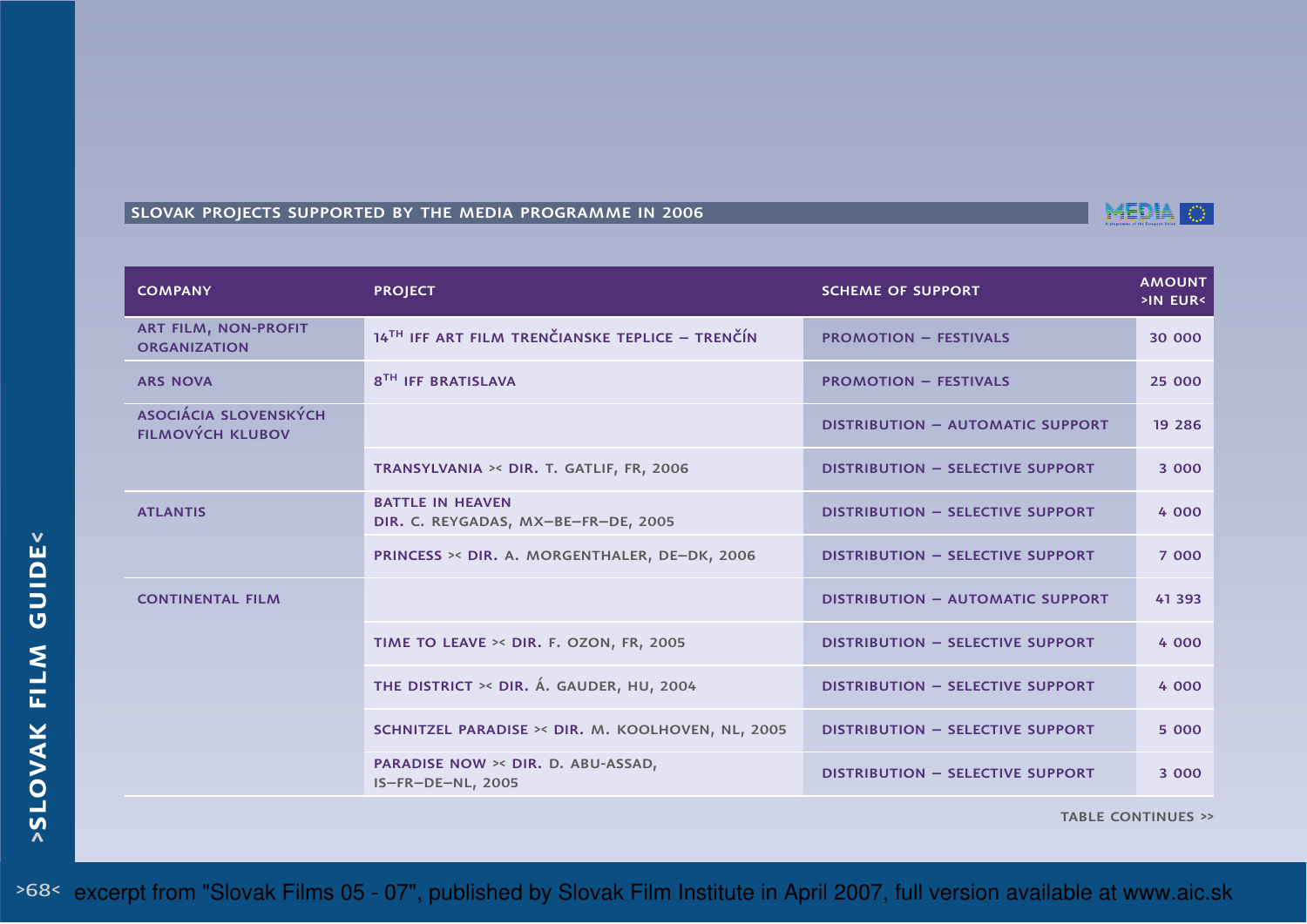## SLOVAK PROJECTS SUPPORTED BY THE MEDIA PROGRAMME IN 2006

| COMPANY | PROJECT | SCHEME OF SUPPORT | AMOUNT >IN EUR< |
| --- | --- | --- | --- |
| ART FILM, NON-PROFIT ORGANIZATION | 14TH IFF ART FILM TRENČIANSKE TEPLICE – TRENČÍN | PROMOTION – FESTIVALS | 30 000 |
| ARS NOVA | 8TH IFF BRATISLAVA | PROMOTION – FESTIVALS | 25 000 |
| ASOCIÁCIA SLOVENSKÝCH FILMOVÝCH KLUBOV | | DISTRIBUTION – AUTOMATIC SUPPORT | 19 286 |
| | TRANSYLVANIA >< DIR. T. GATLIF, FR, 2006 | DISTRIBUTION – SELECTIVE SUPPORT | 3 000 |
| ATLANTIS | BATTLE IN HEAVEN DIR. C. REYGADAS, MX–BE–FR–DE, 2005 | DISTRIBUTION – SELECTIVE SUPPORT | 4 000 |
| | PRINCESS >< DIR. A. MORGENTHALER, DE–DK, 2006 | DISTRIBUTION – SELECTIVE SUPPORT | 7 000 |
| CONTINENTAL FILM | | DISTRIBUTION – AUTOMATIC SUPPORT | 41 393 |
| | TIME TO LEAVE >< DIR. F. OZON, FR, 2005 | DISTRIBUTION – SELECTIVE SUPPORT | 4 000 |
| | THE DISTRICT >< DIR. Á. GAUDER, HU, 2004 | DISTRIBUTION – SELECTIVE SUPPORT | 4 000 |
| | SCHNITZEL PARADISE >< DIR. M. KOOLHOVEN, NL, 2005 | DISTRIBUTION – SELECTIVE SUPPORT | 5 000 |
| | PARADISE NOW >< DIR. D. ABU-ASSAD, IS–FR–DE–NL, 2005 | DISTRIBUTION – SELECTIVE SUPPORT | 3 000 |

TABLE CONTINUES >>

excerpt from "Slovak Films 05 - 07", published by Slovak Film Institute in April 2007, full version available at www.aic.sk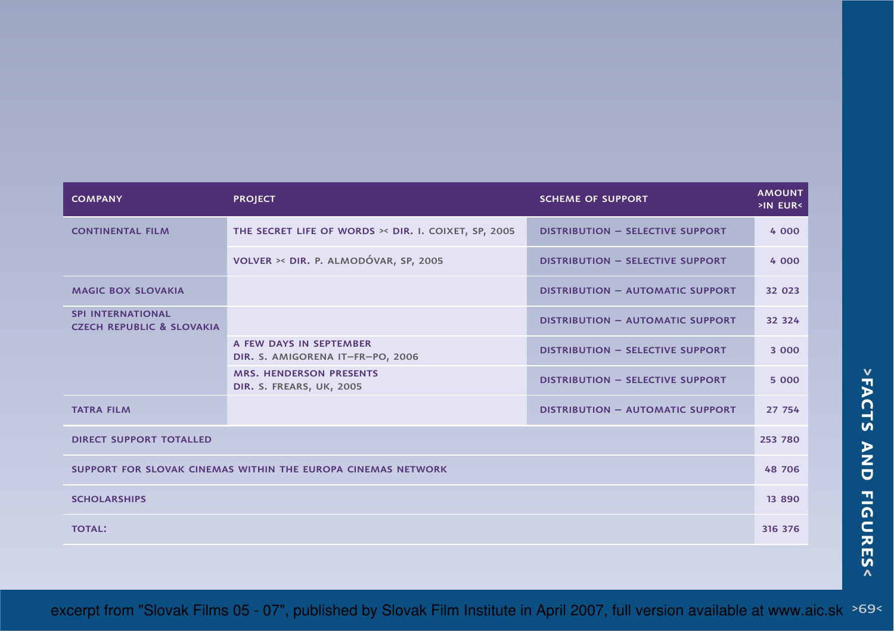| COMPANY | PROJECT | SCHEME OF SUPPORT | AMOUNT >IN EUR< |
| --- | --- | --- | --- |
| CONTINENTAL FILM | THE SECRET LIFE OF WORDS >< DIR. I. COIXET, SP, 2005 | DISTRIBUTION – SELECTIVE SUPPORT | 4 000 |
| | VOLVER >< DIR. P. ALMODÓVAR, SP, 2005 | DISTRIBUTION – SELECTIVE SUPPORT | 4 000 |
| MAGIC BOX SLOVAKIA | | DISTRIBUTION – AUTOMATIC SUPPORT | 32 023 |
| SPI INTERNATIONAL CZECH REPUBLIC & SLOVAKIA | | DISTRIBUTION – AUTOMATIC SUPPORT | 32 324 |
| | A FEW DAYS IN SEPTEMBER DIR. S. AMIGORENA IT–FR–PO, 2006 | DISTRIBUTION – SELECTIVE SUPPORT | 3 000 |
| | MRS. HENDERSON PRESENTS DIR. S. FREARS, UK, 2005 | DISTRIBUTION – SELECTIVE SUPPORT | 5 000 |
| TATRA FILM | | DISTRIBUTION – AUTOMATIC SUPPORT | 27 754 |
| DIRECT SUPPORT TOTALLED | | | 253 780 |
| SUPPORT FOR SLOVAK CINEMAS WITHIN THE EUROPA CINEMAS NETWORK | | | 48 706 |
| SCHOLARSHIPS | | | 13 890 |
| TOTAL: | | | 316 376 |

excerpt from "Slovak Films 05 - 07", published by Slovak Film Institute in April 2007, full version available at www.aic.sk